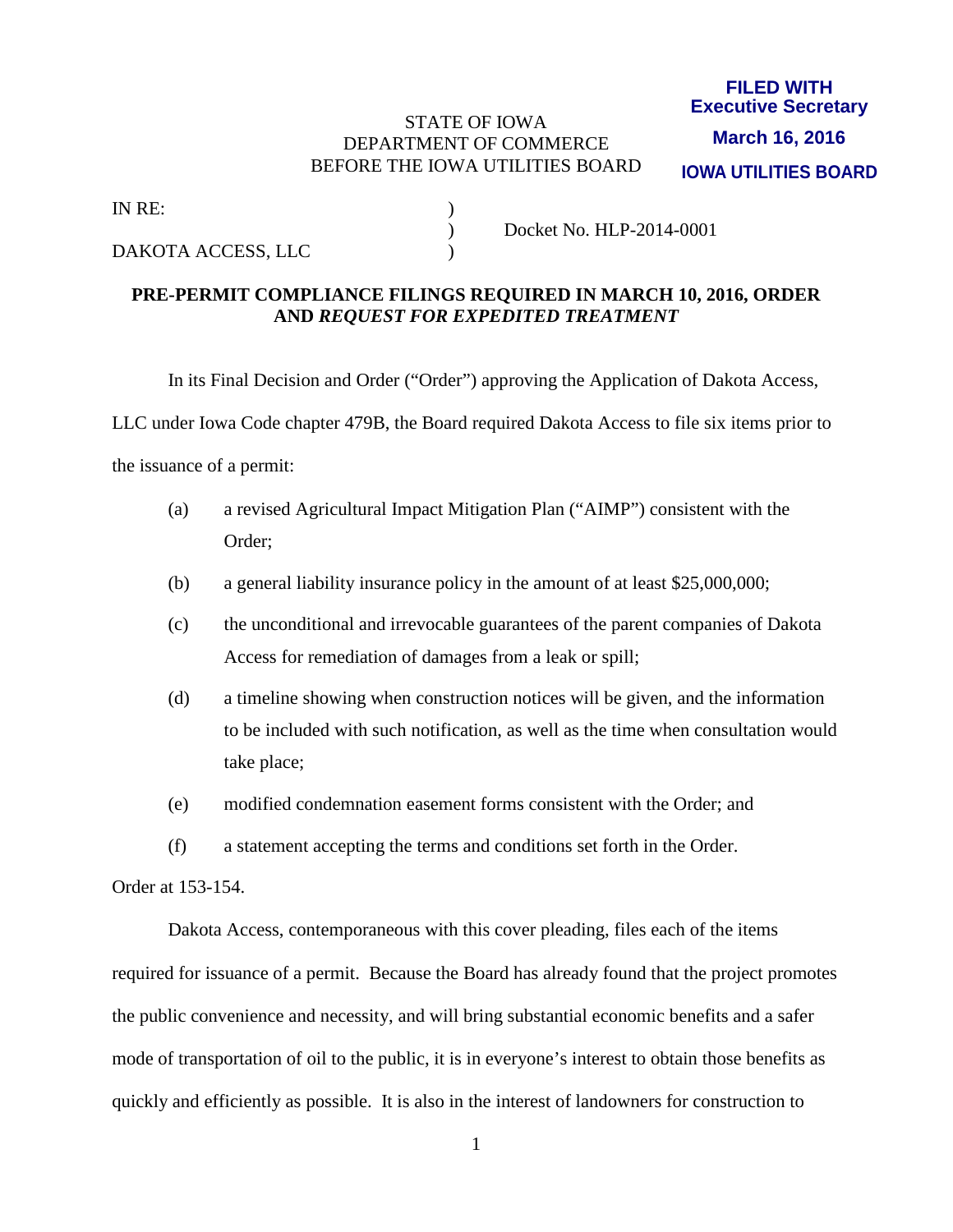**FILED WITH**
**Executive Secretary**
**March 16, 2016**
**IOWA UTILITIES BOARD**

STATE OF IOWA
DEPARTMENT OF COMMERCE
BEFORE THE IOWA UTILITIES BOARD

IN RE: )
) Docket No. HLP-2014-0001
DAKOTA ACCESS, LLC )

**PRE-PERMIT COMPLIANCE FILINGS REQUIRED IN MARCH 10, 2016, ORDER AND *REQUEST FOR EXPEDITED TREATMENT***

In its Final Decision and Order ("Order") approving the Application of Dakota Access, LLC under Iowa Code chapter 479B, the Board required Dakota Access to file six items prior to the issuance of a permit:

(a) a revised Agricultural Impact Mitigation Plan ("AIMP") consistent with the Order;

(b) a general liability insurance policy in the amount of at least $25,000,000;

(c) the unconditional and irrevocable guarantees of the parent companies of Dakota Access for remediation of damages from a leak or spill;

(d) a timeline showing when construction notices will be given, and the information to be included with such notification, as well as the time when consultation would take place;

(e) modified condemnation easement forms consistent with the Order; and

(f) a statement accepting the terms and conditions set forth in the Order.

Order at 153-154.

Dakota Access, contemporaneous with this cover pleading, files each of the items required for issuance of a permit. Because the Board has already found that the project promotes the public convenience and necessity, and will bring substantial economic benefits and a safer mode of transportation of oil to the public, it is in everyone's interest to obtain those benefits as quickly and efficiently as possible. It is also in the interest of landowners for construction to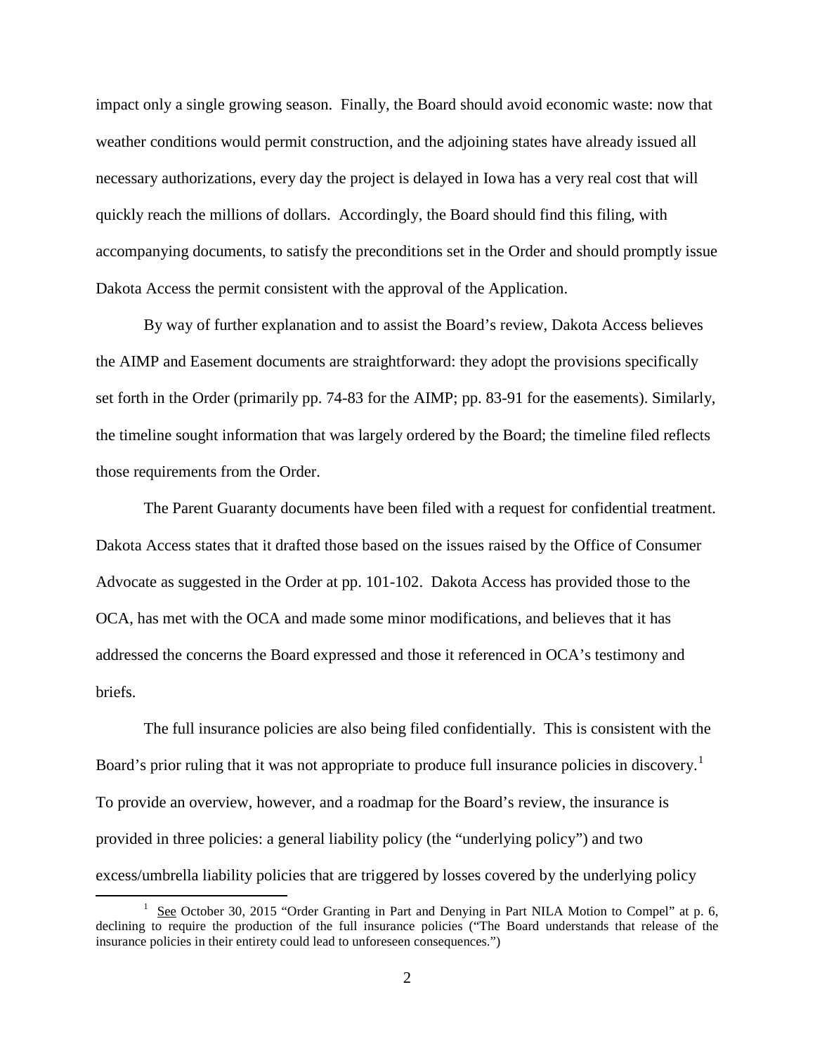impact only a single growing season. Finally, the Board should avoid economic waste: now that weather conditions would permit construction, and the adjoining states have already issued all necessary authorizations, every day the project is delayed in Iowa has a very real cost that will quickly reach the millions of dollars. Accordingly, the Board should find this filing, with accompanying documents, to satisfy the preconditions set in the Order and should promptly issue Dakota Access the permit consistent with the approval of the Application.

By way of further explanation and to assist the Board's review, Dakota Access believes the AIMP and Easement documents are straightforward: they adopt the provisions specifically set forth in the Order (primarily pp. 74-83 for the AIMP; pp. 83-91 for the easements). Similarly, the timeline sought information that was largely ordered by the Board; the timeline filed reflects those requirements from the Order.

The Parent Guaranty documents have been filed with a request for confidential treatment. Dakota Access states that it drafted those based on the issues raised by the Office of Consumer Advocate as suggested in the Order at pp. 101-102. Dakota Access has provided those to the OCA, has met with the OCA and made some minor modifications, and believes that it has addressed the concerns the Board expressed and those it referenced in OCA's testimony and briefs.

The full insurance policies are also being filed confidentially. This is consistent with the Board's prior ruling that it was not appropriate to produce full insurance policies in discovery.[1] To provide an overview, however, and a roadmap for the Board's review, the insurance is provided in three policies: a general liability policy (the "underlying policy") and two excess/umbrella liability policies that are triggered by losses covered by the underlying policy

[1] See October 30, 2015 "Order Granting in Part and Denying in Part NILA Motion to Compel" at p. 6, declining to require the production of the full insurance policies ("The Board understands that release of the insurance policies in their entirety could lead to unforeseen consequences.")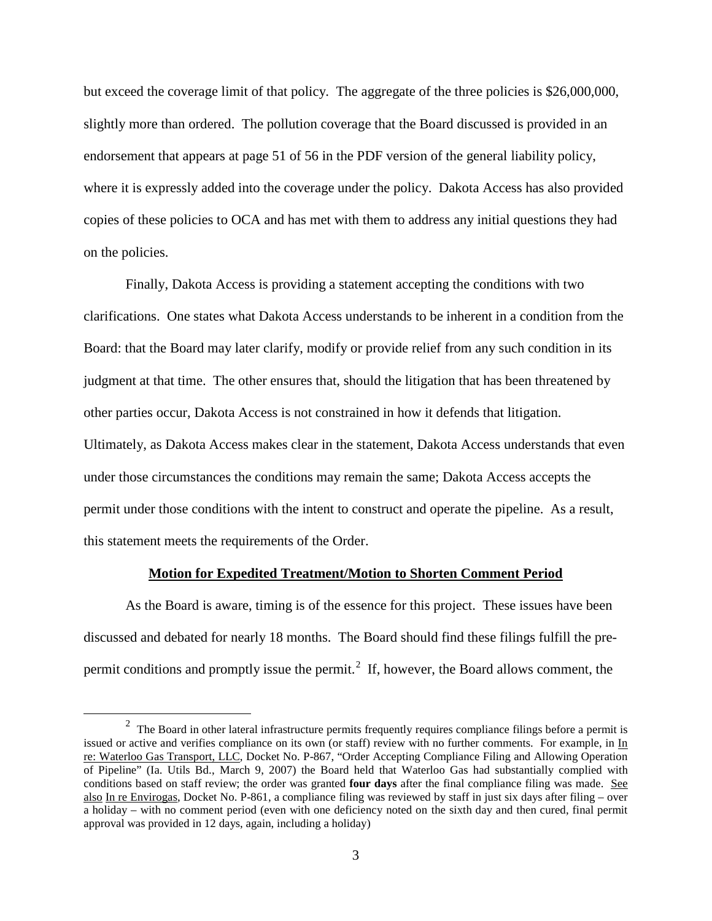but exceed the coverage limit of that policy. The aggregate of the three policies is $26,000,000, slightly more than ordered. The pollution coverage that the Board discussed is provided in an endorsement that appears at page 51 of 56 in the PDF version of the general liability policy, where it is expressly added into the coverage under the policy. Dakota Access has also provided copies of these policies to OCA and has met with them to address any initial questions they had on the policies.

Finally, Dakota Access is providing a statement accepting the conditions with two clarifications. One states what Dakota Access understands to be inherent in a condition from the Board: that the Board may later clarify, modify or provide relief from any such condition in its judgment at that time. The other ensures that, should the litigation that has been threatened by other parties occur, Dakota Access is not constrained in how it defends that litigation. Ultimately, as Dakota Access makes clear in the statement, Dakota Access understands that even under those circumstances the conditions may remain the same; Dakota Access accepts the permit under those conditions with the intent to construct and operate the pipeline. As a result, this statement meets the requirements of the Order.

**Motion for Expedited Treatment/Motion to Shorten Comment Period**

As the Board is aware, timing is of the essence for this project. These issues have been discussed and debated for nearly 18 months. The Board should find these filings fulfill the pre-permit conditions and promptly issue the permit.[2] If, however, the Board allows comment, the

---

[2] The Board in other lateral infrastructure permits frequently requires compliance filings before a permit is issued or active and verifies compliance on its own (or staff) review with no further comments. For example, in In re: Waterloo Gas Transport, LLC, Docket No. P-867, "Order Accepting Compliance Filing and Allowing Operation of Pipeline" (Ia. Utils Bd., March 9, 2007) the Board held that Waterloo Gas had substantially complied with conditions based on staff review; the order was granted **four days** after the final compliance filing was made. See also In re Envirogas, Docket No. P-861, a compliance filing was reviewed by staff in just six days after filing – over a holiday – with no comment period (even with one deficiency noted on the sixth day and then cured, final permit approval was provided in 12 days, again, including a holiday)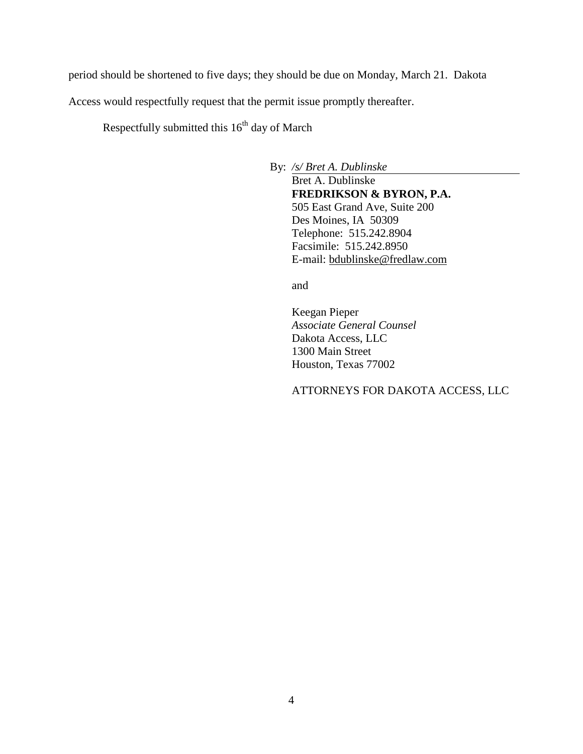period should be shortened to five days; they should be due on Monday, March 21. Dakota Access would respectfully request that the permit issue promptly thereafter.

Respectfully submitted this 16th day of March

By: */s/ Bret A. Dublinske*
Bret A. Dublinske
**FREDRIKSON & BYRON, P.A.**
505 East Grand Ave, Suite 200
Des Moines, IA 50309
Telephone: 515.242.8904
Facsimile: 515.242.8950
E-mail: bdublinske@fredlaw.com

and

Keegan Pieper
*Associate General Counsel*
Dakota Access, LLC
1300 Main Street
Houston, Texas 77002

ATTORNEYS FOR DAKOTA ACCESS, LLC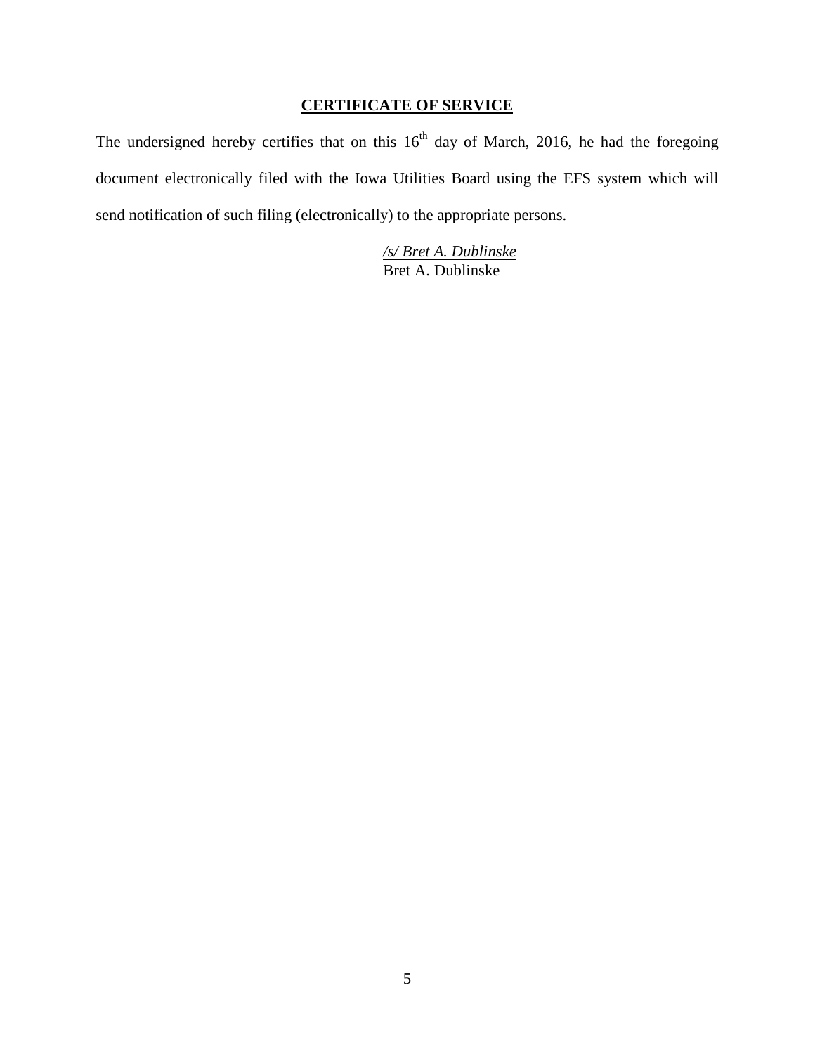**CERTIFICATE OF SERVICE**

The undersigned hereby certifies that on this 16th day of March, 2016, he had the foregoing document electronically filed with the Iowa Utilities Board using the EFS system which will send notification of such filing (electronically) to the appropriate persons.

*/s/ Bret A. Dublinske*
Bret A. Dublinske